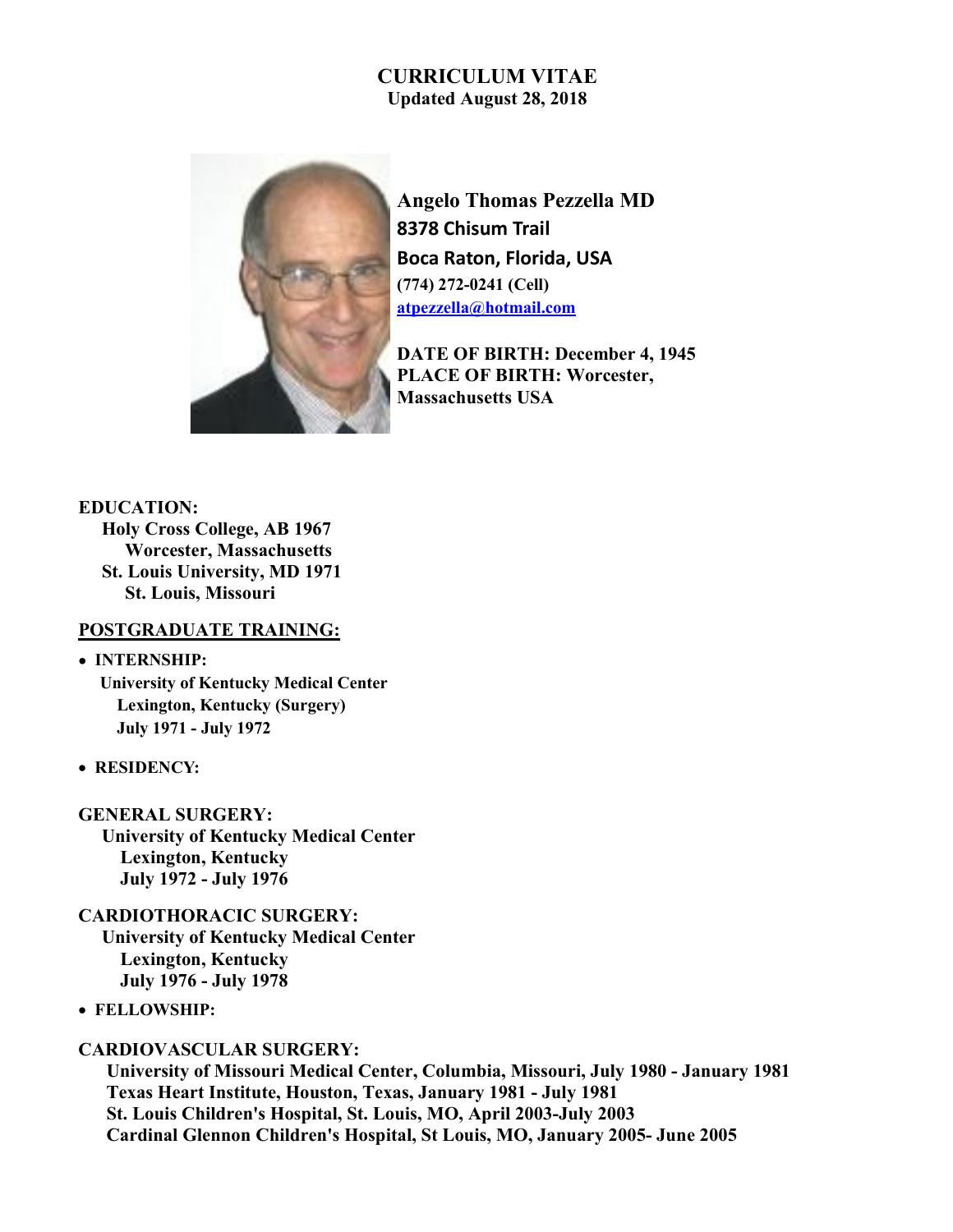# CURRICULUM VITAE

**Updated August 28, 2018**

**Angelo Thomas Pezzella MD**
**8378 Chisum Trail**
**Boca Raton, Florida, USA**
**(774) 272-0241 (Cell)**
**atpezzella@hotmail.com**

**DATE OF BIRTH: December 4, 1945**
**PLACE OF BIRTH: Worcester, Massachusetts USA**

## EDUCATION:

**Holy Cross College, AB 1967**
**Worcester, Massachusetts**
**St. Louis University, MD 1971**
**St. Louis, Missouri**

## POSTGRADUATE TRAINING:

- **INTERNSHIP:**
  **University of Kentucky Medical Center**
  **Lexington, Kentucky (Surgery)**
  **July 1971 - July 1972**

- **RESIDENCY:**

**GENERAL SURGERY:**
**University of Kentucky Medical Center**
**Lexington, Kentucky**
**July 1972 - July 1976**

**CARDIOTHORACIC SURGERY:**
**University of Kentucky Medical Center**
**Lexington, Kentucky**
**July 1976 - July 1978**

- **FELLOWSHIP:**

**CARDIOVASCULAR SURGERY:**
**University of Missouri Medical Center, Columbia, Missouri, July 1980 - January 1981**
**Texas Heart Institute, Houston, Texas, January 1981 - July 1981**
**St. Louis Children's Hospital, St. Louis, MO, April 2003-July 2003**
**Cardinal Glennon Children's Hospital, St Louis, MO, January 2005- June 2005**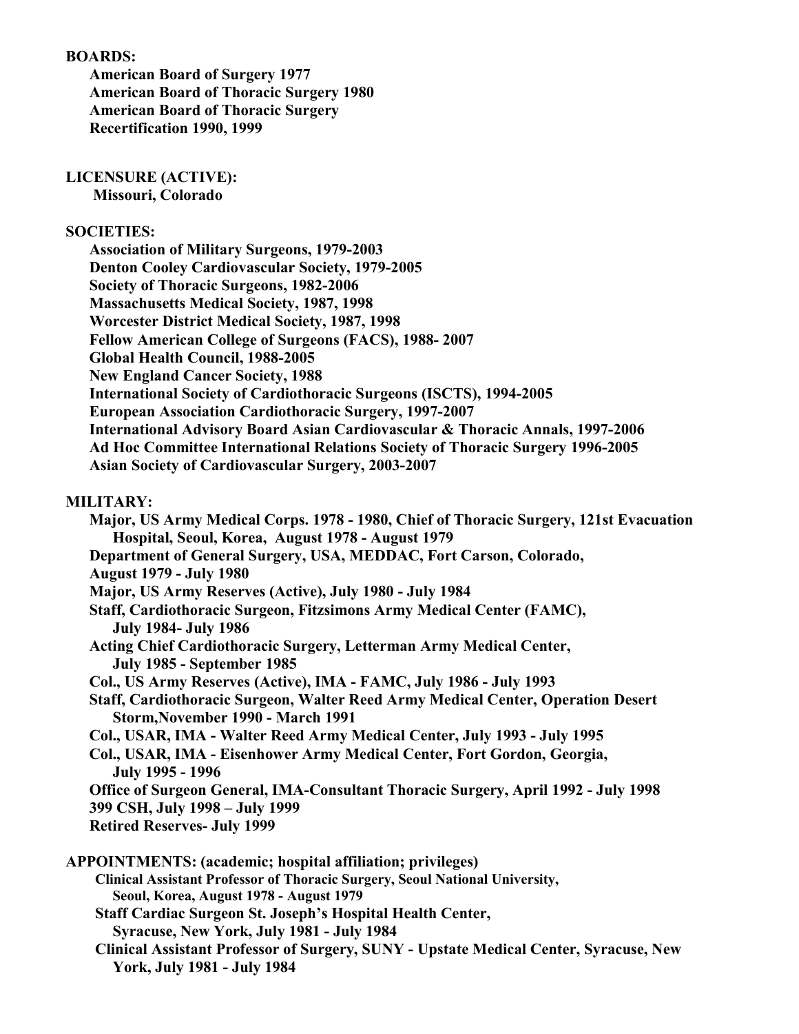**BOARDS:**

**American Board of Surgery 1977**
**American Board of Thoracic Surgery 1980**
**American Board of Thoracic Surgery**
**Recertification 1990, 1999**

**LICENSURE (ACTIVE):**

**Missouri, Colorado**

**SOCIETIES:**

**Association of Military Surgeons, 1979-2003**
**Denton Cooley Cardiovascular Society, 1979-2005**
**Society of Thoracic Surgeons, 1982-2006**
**Massachusetts Medical Society, 1987, 1998**
**Worcester District Medical Society, 1987, 1998**
**Fellow American College of Surgeons (FACS), 1988- 2007**
**Global Health Council, 1988-2005**
**New England Cancer Society, 1988**
**International Society of Cardiothoracic Surgeons (ISCTS), 1994-2005**
**European Association Cardiothoracic Surgery, 1997-2007**
**International Advisory Board Asian Cardiovascular & Thoracic Annals, 1997-2006**
**Ad Hoc Committee International Relations Society of Thoracic Surgery 1996-2005**
**Asian Society of Cardiovascular Surgery, 2003-2007**

**MILITARY:**

**Major, US Army Medical Corps. 1978 - 1980, Chief of Thoracic Surgery, 121st Evacuation Hospital, Seoul, Korea, August 1978 - August 1979**
**Department of General Surgery, USA, MEDDAC, Fort Carson, Colorado, August 1979 - July 1980**
**Major, US Army Reserves (Active), July 1980 - July 1984**
**Staff, Cardiothoracic Surgeon, Fitzsimons Army Medical Center (FAMC), July 1984- July 1986**
**Acting Chief Cardiothoracic Surgery, Letterman Army Medical Center, July 1985 - September 1985**
**Col., US Army Reserves (Active), IMA - FAMC, July 1986 - July 1993**
**Staff, Cardiothoracic Surgeon, Walter Reed Army Medical Center, Operation Desert Storm,November 1990 - March 1991**
**Col., USAR, IMA - Walter Reed Army Medical Center, July 1993 - July 1995**
**Col., USAR, IMA - Eisenhower Army Medical Center, Fort Gordon, Georgia, July 1995 - 1996**
**Office of Surgeon General, IMA-Consultant Thoracic Surgery, April 1992 - July 1998**
**399 CSH, July 1998 – July 1999**
**Retired Reserves- July 1999**

**APPOINTMENTS: (academic; hospital affiliation; privileges)**

**Clinical Assistant Professor of Thoracic Surgery, Seoul National University, Seoul, Korea, August 1978 - August 1979**
**Staff Cardiac Surgeon St. Joseph's Hospital Health Center, Syracuse, New York, July 1981 - July 1984**
**Clinical Assistant Professor of Surgery, SUNY - Upstate Medical Center, Syracuse, New York, July 1981 - July 1984**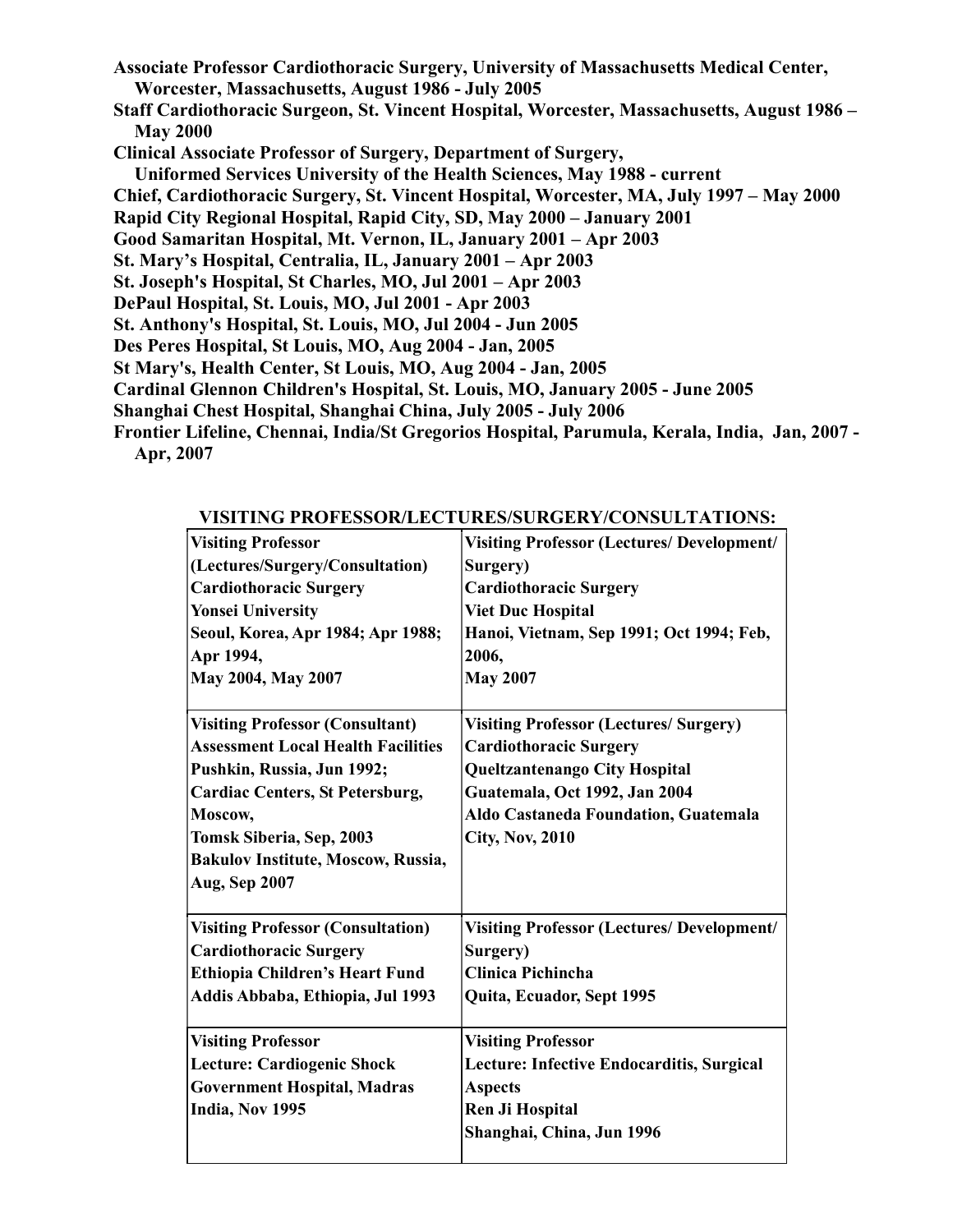**Associate Professor Cardiothoracic Surgery, University of Massachusetts Medical Center, Worcester, Massachusetts, August 1986 - July 2005**

**Staff Cardiothoracic Surgeon, St. Vincent Hospital, Worcester, Massachusetts, August 1986 – May 2000**

**Clinical Associate Professor of Surgery, Department of Surgery, Uniformed Services University of the Health Sciences, May 1988 - current**

**Chief, Cardiothoracic Surgery, St. Vincent Hospital, Worcester, MA, July 1997 – May 2000**

**Rapid City Regional Hospital, Rapid City, SD, May 2000 – January 2001**

**Good Samaritan Hospital, Mt. Vernon, IL, January 2001 – Apr 2003**

**St. Mary's Hospital, Centralia, IL, January 2001 – Apr 2003**

**St. Joseph's Hospital, St Charles, MO, Jul 2001 – Apr 2003**

**DePaul Hospital, St. Louis, MO, Jul 2001 - Apr 2003**

**St. Anthony's Hospital, St. Louis, MO, Jul 2004 - Jun 2005**

**Des Peres Hospital, St Louis, MO, Aug 2004 - Jan, 2005**

**St Mary's, Health Center, St Louis, MO, Aug 2004 - Jan, 2005**

**Cardinal Glennon Children's Hospital, St. Louis, MO, January 2005 - June 2005**

**Shanghai Chest Hospital, Shanghai China, July 2005 - July 2006**

**Frontier Lifeline, Chennai, India/St Gregorios Hospital, Parumula, Kerala, India, Jan, 2007 - Apr, 2007**

## VISITING PROFESSOR/LECTURES/SURGERY/CONSULTATIONS:

| | |
|---|---|
| **Visiting Professor (Lectures/Surgery/Consultation)<br>Cardiothoracic Surgery<br>Yonsei University<br>Seoul, Korea, Apr 1984; Apr 1988; Apr 1994,<br>May 2004, May 2007** | **Visiting Professor (Lectures/ Development/ Surgery)<br>Cardiothoracic Surgery<br>Viet Duc Hospital<br>Hanoi, Vietnam, Sep 1991; Oct 1994; Feb, 2006,<br>May 2007** |
| **Visiting Professor (Consultant)<br>Assessment Local Health Facilities<br>Pushkin, Russia, Jun 1992;<br>Cardiac Centers, St Petersburg, Moscow,<br>Tomsk Siberia, Sep, 2003<br>Bakulov Institute, Moscow, Russia, Aug, Sep 2007** | **Visiting Professor (Lectures/ Surgery)<br>Cardiothoracic Surgery<br>Queltzantenango City Hospital<br>Guatemala, Oct 1992, Jan 2004<br>Aldo Castaneda Foundation, Guatemala City, Nov, 2010** |
| **Visiting Professor (Consultation)<br>Cardiothoracic Surgery<br>Ethiopia Children's Heart Fund<br>Addis Abbaba, Ethiopia, Jul 1993** | **Visiting Professor (Lectures/ Development/ Surgery)<br>Clinica Pichincha<br>Quita, Ecuador, Sept 1995** |
| **Visiting Professor<br>Lecture: Cardiogenic Shock<br>Government Hospital, Madras<br>India, Nov 1995** | **Visiting Professor<br>Lecture: Infective Endocarditis, Surgical Aspects<br>Ren Ji Hospital<br>Shanghai, China, Jun 1996** |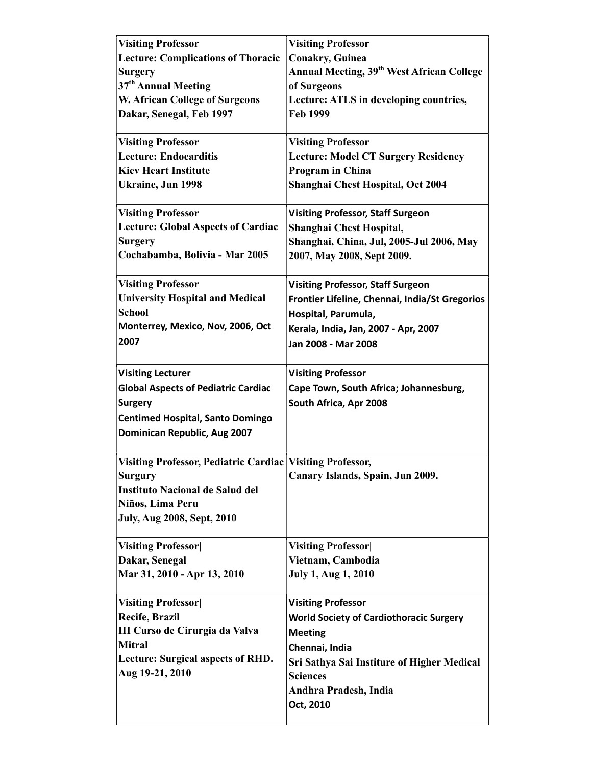| **Visiting Professor**<br>**Lecture: Complications of Thoracic Surgery**<br>**37th Annual Meeting**<br>**W. African College of Surgeons**<br>**Dakar, Senegal, Feb 1997** | **Visiting Professor**<br>**Conakry, Guinea**<br>**Annual Meeting, 39th West African College of Surgeons**<br>**Lecture: ATLS in developing countries, Feb 1999** |
|---|---|
| **Visiting Professor**<br>**Lecture: Endocarditis**<br>**Kiev Heart Institute**<br>**Ukraine, Jun 1998** | **Visiting Professor**<br>**Lecture: Model CT Surgery Residency Program in China**<br>**Shanghai Chest Hospital, Oct 2004** |
| **Visiting Professor**<br>**Lecture: Global Aspects of Cardiac Surgery**<br>**Cochabamba, Bolivia - Mar 2005** | **Visiting Professor, Staff Surgeon**<br>**Shanghai Chest Hospital,**<br>**Shanghai, China, Jul, 2005-Jul 2006, May 2007, May 2008, Sept 2009.** |
| **Visiting Professor**<br>**University Hospital and Medical School**<br>**Monterrey, Mexico, Nov, 2006, Oct 2007** | **Visiting Professor, Staff Surgeon**<br>**Frontier Lifeline, Chennai, India/St Gregorios Hospital, Parumula,**<br>**Kerala, India, Jan, 2007 - Apr, 2007**<br>**Jan 2008 - Mar 2008** |
| **Visiting Lecturer**<br>**Global Aspects of Pediatric Cardiac Surgery**<br>**Centimed Hospital, Santo Domingo**<br>**Dominican Republic, Aug 2007** | **Visiting Professor**<br>**Cape Town, South Africa; Johannesburg, South Africa, Apr 2008** |
| **Visiting Professor, Pediatric Cardiac Surgury**<br>**Instituto Nacional de Salud del Niños, Lima Peru**<br>**July, Aug 2008, Sept, 2010** | **Visiting Professor,**<br>**Canary Islands, Spain, Jun 2009.** |
| **Visiting Professor\|**<br>**Dakar, Senegal**<br>**Mar 31, 2010 - Apr 13, 2010** | **Visiting Professor\|**<br>**Vietnam, Cambodia**<br>**July 1, Aug 1, 2010** |
| **Visiting Professor\|**<br>**Recife, Brazil**<br>**III Curso de Cirurgia da Valva Mitral**<br>**Lecture: Surgical aspects of RHD.**<br>**Aug 19-21, 2010** | **Visiting Professor**<br>**World Society of Cardiothoracic Surgery Meeting**<br>**Chennai, India**<br>**Sri Sathya Sai Institure of Higher Medical Sciences**<br>**Andhra Pradesh, India**<br>**Oct, 2010** |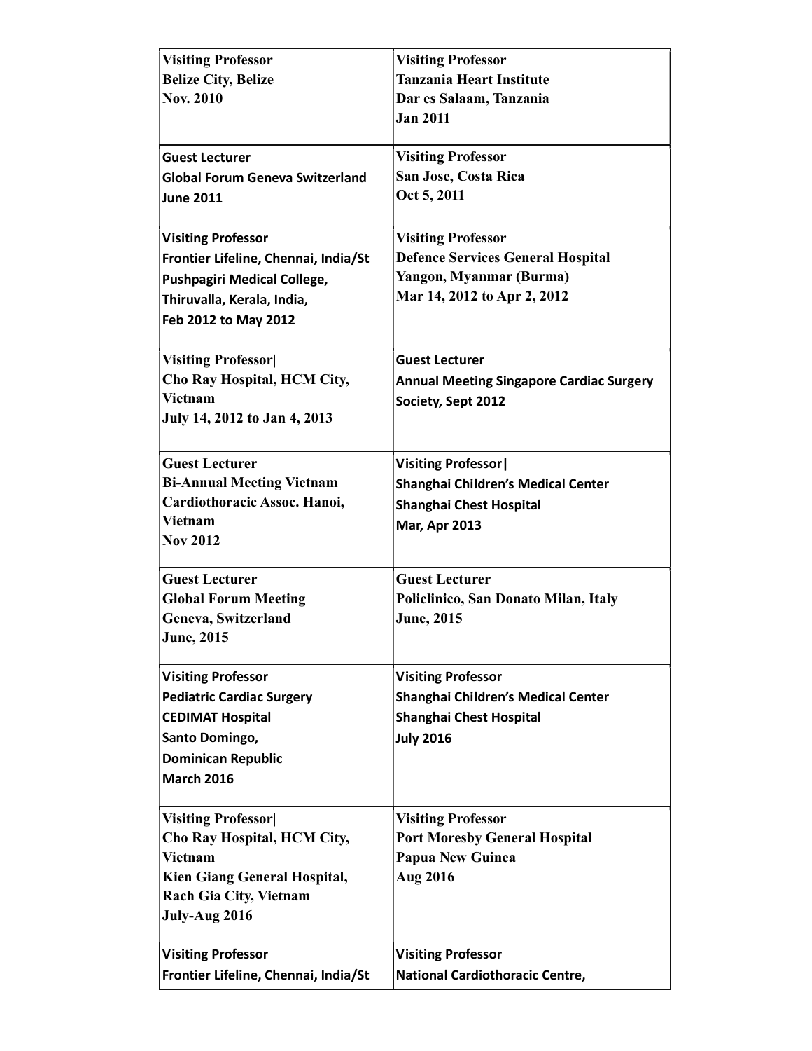| Visiting Professor<br>Belize City, Belize<br>Nov. 2010 | Visiting Professor<br>Tanzania Heart Institute<br>Dar es Salaam, Tanzania<br>Jan 2011 |
|---|---|
| Guest Lecturer<br>Global Forum Geneva Switzerland<br>June 2011 | Visiting Professor<br>San Jose, Costa Rica<br>Oct 5, 2011 |
| Visiting Professor<br>Frontier Lifeline, Chennai, India/St Pushpagiri Medical College,<br>Thiruvalla, Kerala, India,<br>Feb 2012 to May 2012 | Visiting Professor<br>Defence Services General Hospital<br>Yangon, Myanmar (Burma)<br>Mar 14, 2012 to Apr 2, 2012 |
| Visiting Professor\|<br>Cho Ray Hospital, HCM City, Vietnam<br>July 14, 2012 to Jan 4, 2013 | Guest Lecturer<br>Annual Meeting Singapore Cardiac Surgery Society, Sept 2012 |
| Guest Lecturer<br>Bi-Annual Meeting Vietnam Cardiothoracic Assoc. Hanoi, Vietnam<br>Nov 2012 | Visiting Professor\|<br>Shanghai Children's Medical Center<br>Shanghai Chest Hospital<br>Mar, Apr 2013 |
| Guest Lecturer<br>Global Forum Meeting<br>Geneva, Switzerland<br>June, 2015 | Guest Lecturer<br>Policlinico, San Donato Milan, Italy<br>June, 2015 |
| Visiting Professor<br>Pediatric Cardiac Surgery<br>CEDIMAT Hospital<br>Santo Domingo,<br>Dominican Republic<br>March 2016 | Visiting Professor<br>Shanghai Children's Medical Center<br>Shanghai Chest Hospital<br>July 2016 |
| Visiting Professor\|<br>Cho Ray Hospital, HCM City, Vietnam<br>Kien Giang General Hospital, Rach Gia City, Vietnam<br>July-Aug 2016 | Visiting Professor<br>Port Moresby General Hospital<br>Papua New Guinea<br>Aug 2016 |
| Visiting Professor<br>Frontier Lifeline, Chennai, India/St | Visiting Professor<br>National Cardiothoracic Centre, |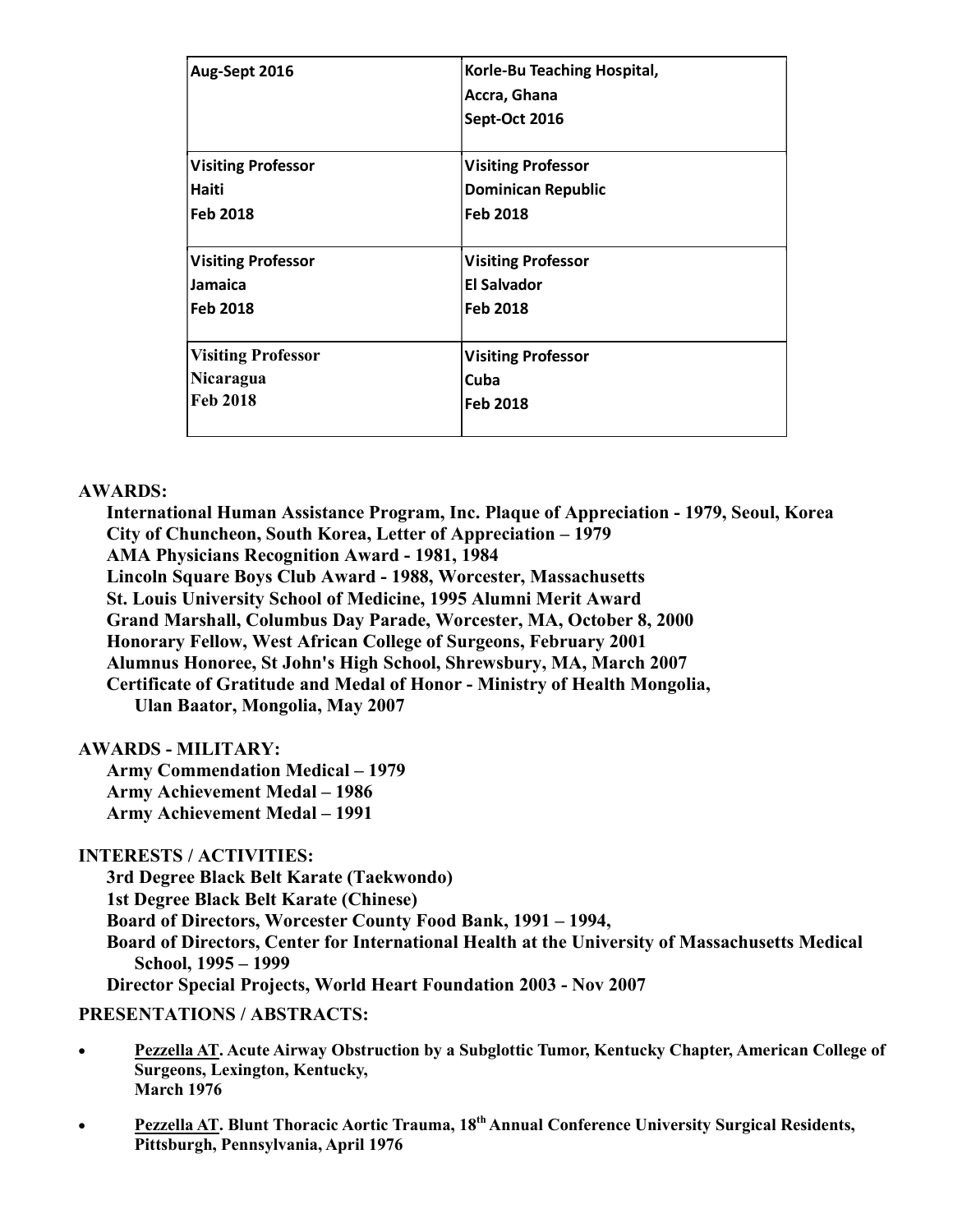| | |
|---|---|
| **Aug-Sept 2016** | **Korle-Bu Teaching Hospital,<br>Accra, Ghana<br>Sept-Oct 2016** |
| **Visiting Professor<br>Haiti<br>Feb 2018** | **Visiting Professor<br>Dominican Republic<br>Feb 2018** |
| **Visiting Professor<br>Jamaica<br>Feb 2018** | **Visiting Professor<br>El Salvador<br>Feb 2018** |
| **Visiting Professor<br>Nicaragua<br>Feb 2018** | **Visiting Professor<br>Cuba<br>Feb 2018** |

**AWARDS:**

**International Human Assistance Program, Inc. Plaque of Appreciation - 1979, Seoul, Korea**
**City of Chuncheon, South Korea, Letter of Appreciation – 1979**
**AMA Physicians Recognition Award - 1981, 1984**
**Lincoln Square Boys Club Award - 1988, Worcester, Massachusetts**
**St. Louis University School of Medicine, 1995 Alumni Merit Award**
**Grand Marshall, Columbus Day Parade, Worcester, MA, October 8, 2000**
**Honorary Fellow, West African College of Surgeons, February 2001**
**Alumnus Honoree, St John's High School, Shrewsbury, MA, March 2007**
**Certificate of Gratitude and Medal of Honor - Ministry of Health Mongolia, Ulan Baator, Mongolia, May 2007**

**AWARDS - MILITARY:**

**Army Commendation Medical – 1979**
**Army Achievement Medal – 1986**
**Army Achievement Medal – 1991**

**INTERESTS / ACTIVITIES:**

**3rd Degree Black Belt Karate (Taekwondo)**
**1st Degree Black Belt Karate (Chinese)**
**Board of Directors, Worcester County Food Bank, 1991 – 1994,**
**Board of Directors, Center for International Health at the University of Massachusetts Medical School, 1995 – 1999**
**Director Special Projects, World Heart Foundation 2003 - Nov 2007**

**PRESENTATIONS / ABSTRACTS:**

- **<u>Pezzella AT</u>. Acute Airway Obstruction by a Subglottic Tumor, Kentucky Chapter, American College of Surgeons, Lexington, Kentucky, March 1976**
- **<u>Pezzella AT</u>. Blunt Thoracic Aortic Trauma, 18th Annual Conference University Surgical Residents, Pittsburgh, Pennsylvania, April 1976**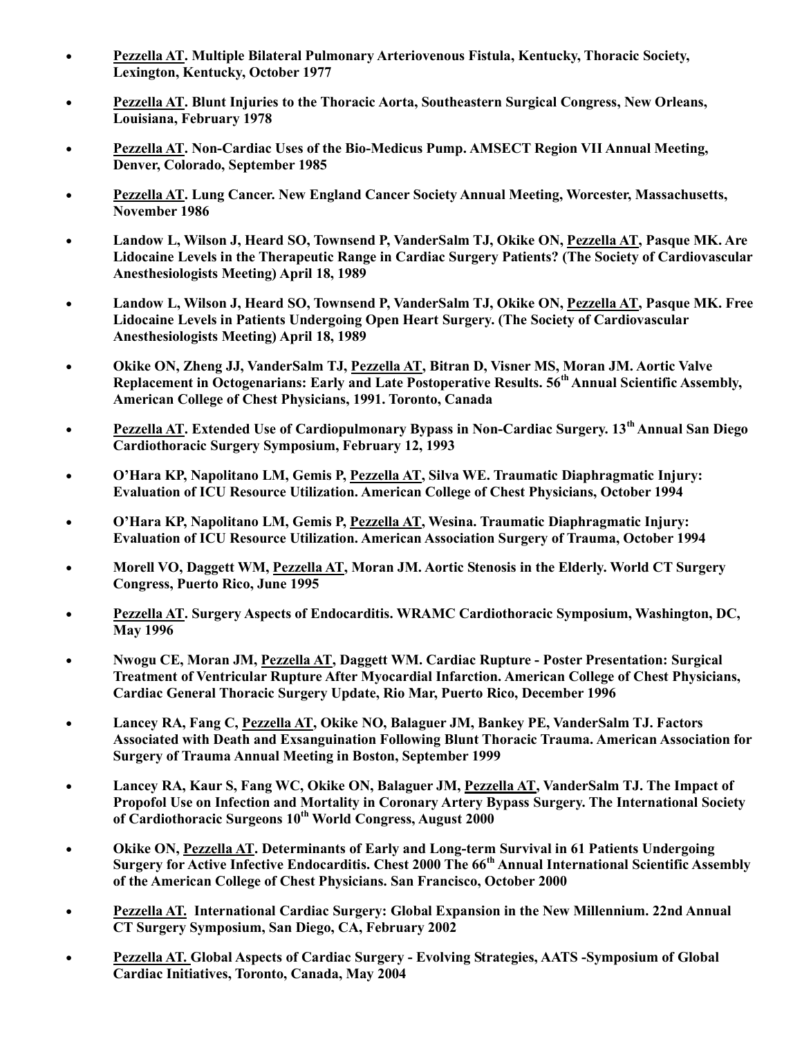- **<u>Pezzella AT</u>. Multiple Bilateral Pulmonary Arteriovenous Fistula, Kentucky, Thoracic Society, Lexington, Kentucky, October 1977**

- **<u>Pezzella AT</u>. Blunt Injuries to the Thoracic Aorta, Southeastern Surgical Congress, New Orleans, Louisiana, February 1978**

- **<u>Pezzella AT</u>. Non-Cardiac Uses of the Bio-Medicus Pump. AMSECT Region VII Annual Meeting, Denver, Colorado, September 1985**

- **<u>Pezzella AT</u>. Lung Cancer. New England Cancer Society Annual Meeting, Worcester, Massachusetts, November 1986**

- **Landow L, Wilson J, Heard SO, Townsend P, VanderSalm TJ, Okike ON, <u>Pezzella AT</u>, Pasque MK. Are Lidocaine Levels in the Therapeutic Range in Cardiac Surgery Patients? (The Society of Cardiovascular Anesthesiologists Meeting) April 18, 1989**

- **Landow L, Wilson J, Heard SO, Townsend P, VanderSalm TJ, Okike ON, <u>Pezzella AT</u>, Pasque MK. Free Lidocaine Levels in Patients Undergoing Open Heart Surgery. (The Society of Cardiovascular Anesthesiologists Meeting) April 18, 1989**

- **Okike ON, Zheng JJ, VanderSalm TJ, <u>Pezzella AT</u>, Bitran D, Visner MS, Moran JM. Aortic Valve Replacement in Octogenarians: Early and Late Postoperative Results. 56th Annual Scientific Assembly, American College of Chest Physicians, 1991. Toronto, Canada**

- **<u>Pezzella AT</u>. Extended Use of Cardiopulmonary Bypass in Non-Cardiac Surgery. 13th Annual San Diego Cardiothoracic Surgery Symposium, February 12, 1993**

- **O'Hara KP, Napolitano LM, Gemis P, <u>Pezzella AT</u>, Silva WE. Traumatic Diaphragmatic Injury: Evaluation of ICU Resource Utilization. American College of Chest Physicians, October 1994**

- **O'Hara KP, Napolitano LM, Gemis P, <u>Pezzella AT</u>, Wesina. Traumatic Diaphragmatic Injury: Evaluation of ICU Resource Utilization. American Association Surgery of Trauma, October 1994**

- **Morell VO, Daggett WM, <u>Pezzella AT</u>, Moran JM. Aortic Stenosis in the Elderly. World CT Surgery Congress, Puerto Rico, June 1995**

- **<u>Pezzella AT</u>. Surgery Aspects of Endocarditis. WRAMC Cardiothoracic Symposium, Washington, DC, May 1996**

- **Nwogu CE, Moran JM, <u>Pezzella AT</u>, Daggett WM. Cardiac Rupture - Poster Presentation: Surgical Treatment of Ventricular Rupture After Myocardial Infarction. American College of Chest Physicians, Cardiac General Thoracic Surgery Update, Rio Mar, Puerto Rico, December 1996**

- **Lancey RA, Fang C, <u>Pezzella AT</u>, Okike NO, Balaguer JM, Bankey PE, VanderSalm TJ. Factors Associated with Death and Exsanguination Following Blunt Thoracic Trauma. American Association for Surgery of Trauma Annual Meeting in Boston, September 1999**

- **Lancey RA, Kaur S, Fang WC, Okike ON, Balaguer JM, <u>Pezzella AT</u>, VanderSalm TJ. The Impact of Propofol Use on Infection and Mortality in Coronary Artery Bypass Surgery. The International Society of Cardiothoracic Surgeons 10th World Congress, August 2000**

- **Okike ON, <u>Pezzella AT</u>. Determinants of Early and Long-term Survival in 61 Patients Undergoing Surgery for Active Infective Endocarditis. Chest 2000 The 66th Annual International Scientific Assembly of the American College of Chest Physicians. San Francisco, October 2000**

- **<u>Pezzella AT.</u> International Cardiac Surgery: Global Expansion in the New Millennium. 22nd Annual CT Surgery Symposium, San Diego, CA, February 2002**

- **<u>Pezzella AT.</u> Global Aspects of Cardiac Surgery - Evolving Strategies, AATS -Symposium of Global Cardiac Initiatives, Toronto, Canada, May 2004**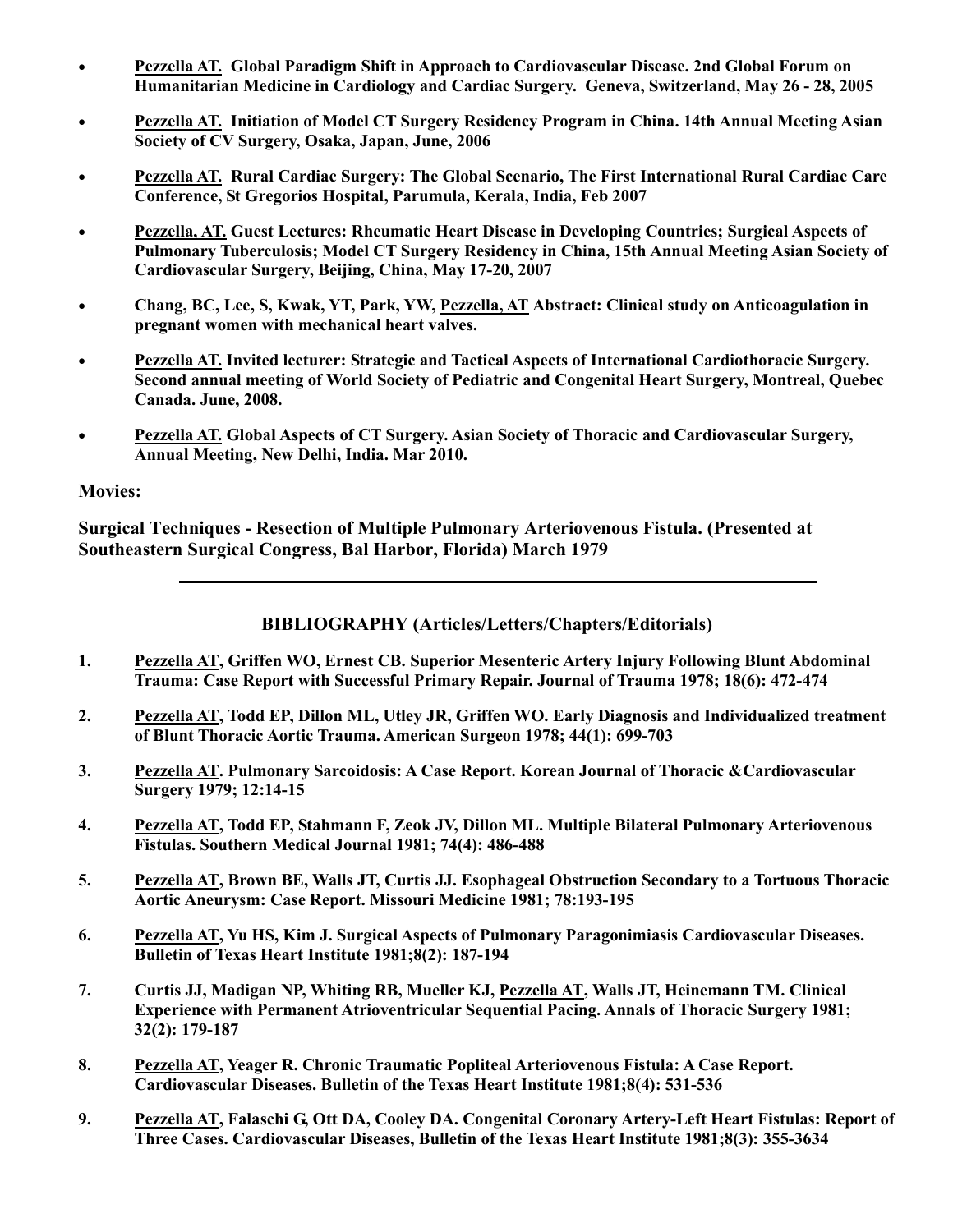- **Pezzella AT. Global Paradigm Shift in Approach to Cardiovascular Disease. 2nd Global Forum on Humanitarian Medicine in Cardiology and Cardiac Surgery. Geneva, Switzerland, May 26 - 28, 2005**

- **Pezzella AT. Initiation of Model CT Surgery Residency Program in China. 14th Annual Meeting Asian Society of CV Surgery, Osaka, Japan, June, 2006**

- **Pezzella AT. Rural Cardiac Surgery: The Global Scenario, The First International Rural Cardiac Care Conference, St Gregorios Hospital, Parumula, Kerala, India, Feb 2007**

- **Pezzella, AT. Guest Lectures: Rheumatic Heart Disease in Developing Countries; Surgical Aspects of Pulmonary Tuberculosis; Model CT Surgery Residency in China, 15th Annual Meeting Asian Society of Cardiovascular Surgery, Beijing, China, May 17-20, 2007**

- **Chang, BC, Lee, S, Kwak, YT, Park, YW, Pezzella, AT Abstract: Clinical study on Anticoagulation in pregnant women with mechanical heart valves.**

- **Pezzella AT. Invited lecturer: Strategic and Tactical Aspects of International Cardiothoracic Surgery. Second annual meeting of World Society of Pediatric and Congenital Heart Surgery, Montreal, Quebec Canada. June, 2008.**

- **Pezzella AT. Global Aspects of CT Surgery. Asian Society of Thoracic and Cardiovascular Surgery, Annual Meeting, New Delhi, India. Mar 2010.**

**Movies:**

**Surgical Techniques - Resection of Multiple Pulmonary Arteriovenous Fistula. (Presented at Southeastern Surgical Congress, Bal Harbor, Florida) March 1979**

---

## BIBLIOGRAPHY (Articles/Letters/Chapters/Editorials)

1. **Pezzella AT, Griffen WO, Ernest CB. Superior Mesenteric Artery Injury Following Blunt Abdominal Trauma: Case Report with Successful Primary Repair. Journal of Trauma 1978; 18(6): 472-474**

2. **Pezzella AT, Todd EP, Dillon ML, Utley JR, Griffen WO. Early Diagnosis and Individualized treatment of Blunt Thoracic Aortic Trauma. American Surgeon 1978; 44(1): 699-703**

3. **Pezzella AT. Pulmonary Sarcoidosis: A Case Report. Korean Journal of Thoracic &Cardiovascular Surgery 1979; 12:14-15**

4. **Pezzella AT, Todd EP, Stahmann F, Zeok JV, Dillon ML. Multiple Bilateral Pulmonary Arteriovenous Fistulas. Southern Medical Journal 1981; 74(4): 486-488**

5. **Pezzella AT, Brown BE, Walls JT, Curtis JJ. Esophageal Obstruction Secondary to a Tortuous Thoracic Aortic Aneurysm: Case Report. Missouri Medicine 1981; 78:193-195**

6. **Pezzella AT, Yu HS, Kim J. Surgical Aspects of Pulmonary Paragonimiasis Cardiovascular Diseases. Bulletin of Texas Heart Institute 1981;8(2): 187-194**

7. **Curtis JJ, Madigan NP, Whiting RB, Mueller KJ, Pezzella AT, Walls JT, Heinemann TM. Clinical Experience with Permanent Atrioventricular Sequential Pacing. Annals of Thoracic Surgery 1981; 32(2): 179-187**

8. **Pezzella AT, Yeager R. Chronic Traumatic Popliteal Arteriovenous Fistula: A Case Report. Cardiovascular Diseases. Bulletin of the Texas Heart Institute 1981;8(4): 531-536**

9. **Pezzella AT, Falaschi G, Ott DA, Cooley DA. Congenital Coronary Artery-Left Heart Fistulas: Report of Three Cases. Cardiovascular Diseases, Bulletin of the Texas Heart Institute 1981;8(3): 355-3634**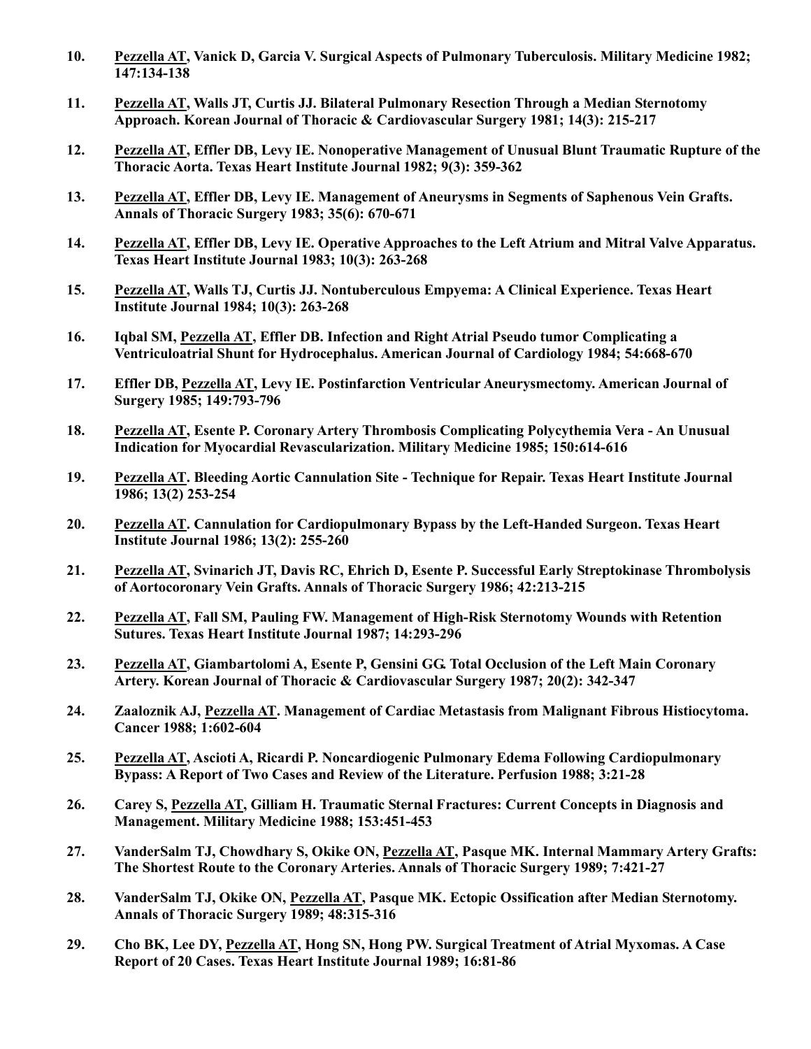10. <u>Pezzella AT</u>, Vanick D, Garcia V. Surgical Aspects of Pulmonary Tuberculosis. Military Medicine 1982; 147:134-138

11. <u>Pezzella AT</u>, Walls JT, Curtis JJ. Bilateral Pulmonary Resection Through a Median Sternotomy Approach. Korean Journal of Thoracic & Cardiovascular Surgery 1981; 14(3): 215-217

12. <u>Pezzella AT</u>, Effler DB, Levy IE. Nonoperative Management of Unusual Blunt Traumatic Rupture of the Thoracic Aorta. Texas Heart Institute Journal 1982; 9(3): 359-362

13. <u>Pezzella AT</u>, Effler DB, Levy IE. Management of Aneurysms in Segments of Saphenous Vein Grafts. Annals of Thoracic Surgery 1983; 35(6): 670-671

14. <u>Pezzella AT</u>, Effler DB, Levy IE. Operative Approaches to the Left Atrium and Mitral Valve Apparatus. Texas Heart Institute Journal 1983; 10(3): 263-268

15. <u>Pezzella AT</u>, Walls TJ, Curtis JJ. Nontuberculous Empyema: A Clinical Experience. Texas Heart Institute Journal 1984; 10(3): 263-268

16. Iqbal SM, <u>Pezzella AT</u>, Effler DB. Infection and Right Atrial Pseudo tumor Complicating a Ventriculoatrial Shunt for Hydrocephalus. American Journal of Cardiology 1984; 54:668-670

17. Effler DB, <u>Pezzella AT</u>, Levy IE. Postinfarction Ventricular Aneurysmectomy. American Journal of Surgery 1985; 149:793-796

18. <u>Pezzella AT</u>, Esente P. Coronary Artery Thrombosis Complicating Polycythemia Vera - An Unusual Indication for Myocardial Revascularization. Military Medicine 1985; 150:614-616

19. <u>Pezzella AT</u>. Bleeding Aortic Cannulation Site - Technique for Repair. Texas Heart Institute Journal 1986; 13(2) 253-254

20. <u>Pezzella AT</u>. Cannulation for Cardiopulmonary Bypass by the Left-Handed Surgeon. Texas Heart Institute Journal 1986; 13(2): 255-260

21. <u>Pezzella AT</u>, Svinarich JT, Davis RC, Ehrich D, Esente P. Successful Early Streptokinase Thrombolysis of Aortocoronary Vein Grafts. Annals of Thoracic Surgery 1986; 42:213-215

22. <u>Pezzella AT</u>, Fall SM, Pauling FW. Management of High-Risk Sternotomy Wounds with Retention Sutures. Texas Heart Institute Journal 1987; 14:293-296

23. <u>Pezzella AT</u>, Giambartolomi A, Esente P, Gensini GG. Total Occlusion of the Left Main Coronary Artery. Korean Journal of Thoracic & Cardiovascular Surgery 1987; 20(2): 342-347

24. Zaaloznik AJ, <u>Pezzella AT</u>. Management of Cardiac Metastasis from Malignant Fibrous Histiocytoma. Cancer 1988; 1:602-604

25. <u>Pezzella AT</u>, Ascioti A, Ricardi P. Noncardiogenic Pulmonary Edema Following Cardiopulmonary Bypass: A Report of Two Cases and Review of the Literature. Perfusion 1988; 3:21-28

26. Carey S, <u>Pezzella AT</u>, Gilliam H. Traumatic Sternal Fractures: Current Concepts in Diagnosis and Management. Military Medicine 1988; 153:451-453

27. VanderSalm TJ, Chowdhary S, Okike ON, <u>Pezzella AT</u>, Pasque MK. Internal Mammary Artery Grafts: The Shortest Route to the Coronary Arteries. Annals of Thoracic Surgery 1989; 7:421-27

28. VanderSalm TJ, Okike ON, <u>Pezzella AT</u>, Pasque MK. Ectopic Ossification after Median Sternotomy. Annals of Thoracic Surgery 1989; 48:315-316

29. Cho BK, Lee DY, <u>Pezzella AT</u>, Hong SN, Hong PW. Surgical Treatment of Atrial Myxomas. A Case Report of 20 Cases. Texas Heart Institute Journal 1989; 16:81-86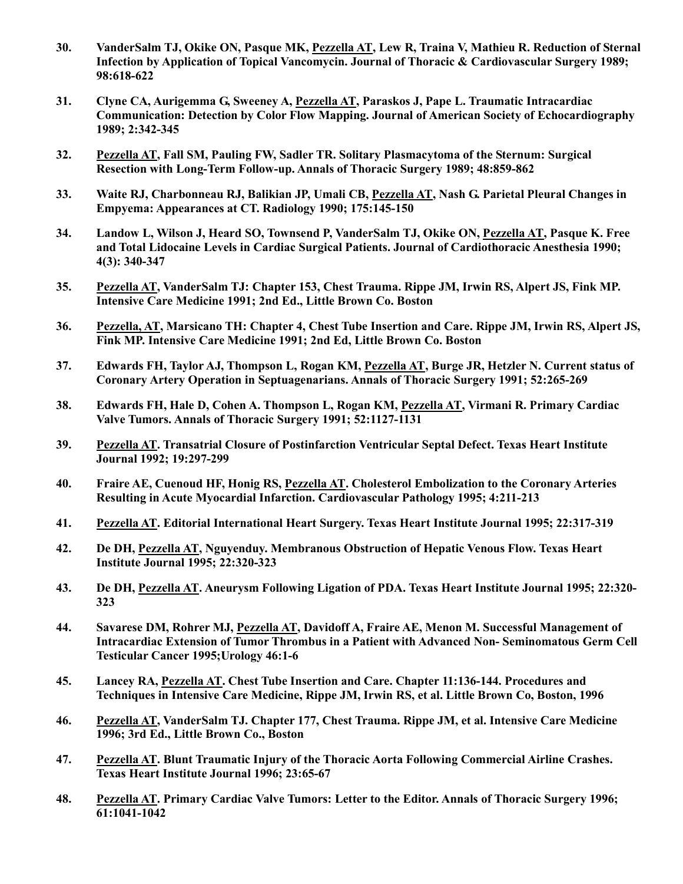30. **VanderSalm TJ, Okike ON, Pasque MK, Pezzella AT, Lew R, Traina V, Mathieu R. Reduction of Sternal Infection by Application of Topical Vancomycin. Journal of Thoracic & Cardiovascular Surgery 1989; 98:618-622**

31. **Clyne CA, Aurigemma G, Sweeney A, Pezzella AT, Paraskos J, Pape L. Traumatic Intracardiac Communication: Detection by Color Flow Mapping. Journal of American Society of Echocardiography 1989; 2:342-345**

32. **Pezzella AT, Fall SM, Pauling FW, Sadler TR. Solitary Plasmacytoma of the Sternum: Surgical Resection with Long-Term Follow-up. Annals of Thoracic Surgery 1989; 48:859-862**

33. **Waite RJ, Charbonneau RJ, Balikian JP, Umali CB, Pezzella AT, Nash G. Parietal Pleural Changes in Empyema: Appearances at CT. Radiology 1990; 175:145-150**

34. **Landow L, Wilson J, Heard SO, Townsend P, VanderSalm TJ, Okike ON, Pezzella AT, Pasque K. Free and Total Lidocaine Levels in Cardiac Surgical Patients. Journal of Cardiothoracic Anesthesia 1990; 4(3): 340-347**

35. **Pezzella AT, VanderSalm TJ: Chapter 153, Chest Trauma. Rippe JM, Irwin RS, Alpert JS, Fink MP. Intensive Care Medicine 1991; 2nd Ed., Little Brown Co. Boston**

36. **Pezzella, AT, Marsicano TH: Chapter 4, Chest Tube Insertion and Care. Rippe JM, Irwin RS, Alpert JS, Fink MP. Intensive Care Medicine 1991; 2nd Ed, Little Brown Co. Boston**

37. **Edwards FH, Taylor AJ, Thompson L, Rogan KM, Pezzella AT, Burge JR, Hetzler N. Current status of Coronary Artery Operation in Septuagenarians. Annals of Thoracic Surgery 1991; 52:265-269**

38. **Edwards FH, Hale D, Cohen A. Thompson L, Rogan KM, Pezzella AT, Virmani R. Primary Cardiac Valve Tumors. Annals of Thoracic Surgery 1991; 52:1127-1131**

39. **Pezzella AT. Transatrial Closure of Postinfarction Ventricular Septal Defect. Texas Heart Institute Journal 1992; 19:297-299**

40. **Fraire AE, Cuenoud HF, Honig RS, Pezzella AT. Cholesterol Embolization to the Coronary Arteries Resulting in Acute Myocardial Infarction. Cardiovascular Pathology 1995; 4:211-213**

41. **Pezzella AT. Editorial International Heart Surgery. Texas Heart Institute Journal 1995; 22:317-319**

42. **De DH, Pezzella AT, Nguyenduy. Membranous Obstruction of Hepatic Venous Flow. Texas Heart Institute Journal 1995; 22:320-323**

43. **De DH, Pezzella AT. Aneurysm Following Ligation of PDA. Texas Heart Institute Journal 1995; 22:320-323**

44. **Savarese DM, Rohrer MJ, Pezzella AT, Davidoff A, Fraire AE, Menon M. Successful Management of Intracardiac Extension of Tumor Thrombus in a Patient with Advanced Non- Seminomatous Germ Cell Testicular Cancer 1995;Urology 46:1-6**

45. **Lancey RA, Pezzella AT. Chest Tube Insertion and Care. Chapter 11:136-144. Procedures and Techniques in Intensive Care Medicine, Rippe JM, Irwin RS, et al. Little Brown Co, Boston, 1996**

46. **Pezzella AT, VanderSalm TJ. Chapter 177, Chest Trauma. Rippe JM, et al. Intensive Care Medicine 1996; 3rd Ed., Little Brown Co., Boston**

47. **Pezzella AT. Blunt Traumatic Injury of the Thoracic Aorta Following Commercial Airline Crashes. Texas Heart Institute Journal 1996; 23:65-67**

48. **Pezzella AT. Primary Cardiac Valve Tumors: Letter to the Editor. Annals of Thoracic Surgery 1996; 61:1041-1042**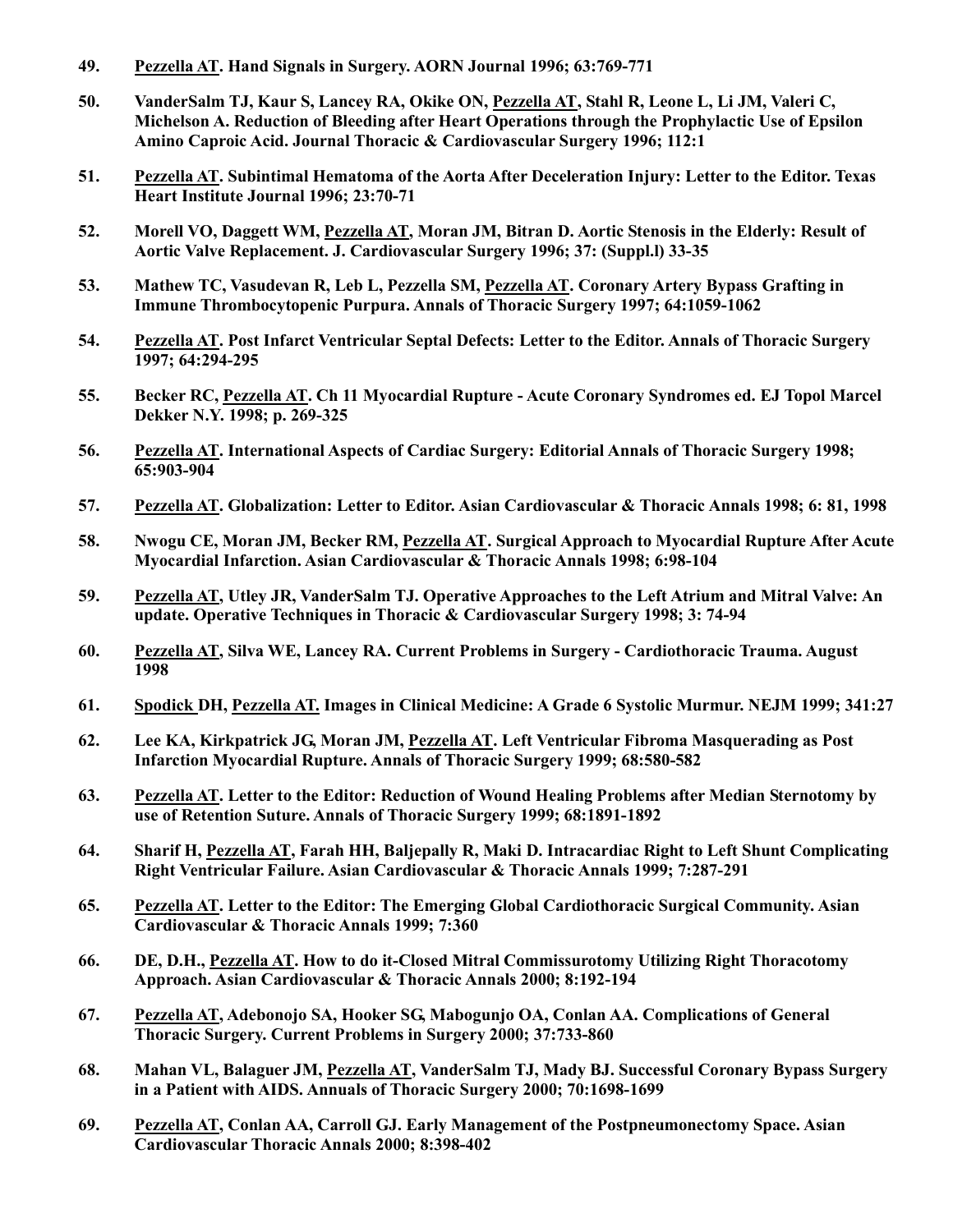49. **<u>Pezzella AT</u>. Hand Signals in Surgery. AORN Journal 1996; 63:769-771**

50. **VanderSalm TJ, Kaur S, Lancey RA, Okike ON, <u>Pezzella AT</u>, Stahl R, Leone L, Li JM, Valeri C, Michelson A. Reduction of Bleeding after Heart Operations through the Prophylactic Use of Epsilon Amino Caproic Acid. Journal Thoracic & Cardiovascular Surgery 1996; 112:1**

51. **<u>Pezzella AT</u>. Subintimal Hematoma of the Aorta After Deceleration Injury: Letter to the Editor. Texas Heart Institute Journal 1996; 23:70-71**

52. **Morell VO, Daggett WM, <u>Pezzella AT</u>, Moran JM, Bitran D. Aortic Stenosis in the Elderly: Result of Aortic Valve Replacement. J. Cardiovascular Surgery 1996; 37: (Suppl.l) 33-35**

53. **Mathew TC, Vasudevan R, Leb L, Pezzella SM, <u>Pezzella AT</u>. Coronary Artery Bypass Grafting in Immune Thrombocytopenic Purpura. Annals of Thoracic Surgery 1997; 64:1059-1062**

54. **<u>Pezzella AT</u>. Post Infarct Ventricular Septal Defects: Letter to the Editor. Annals of Thoracic Surgery 1997; 64:294-295**

55. **Becker RC, <u>Pezzella AT</u>. Ch 11 Myocardial Rupture - Acute Coronary Syndromes ed. EJ Topol Marcel Dekker N.Y. 1998; p. 269-325**

56. **<u>Pezzella AT</u>. International Aspects of Cardiac Surgery: Editorial Annals of Thoracic Surgery 1998; 65:903-904**

57. **<u>Pezzella AT</u>. Globalization: Letter to Editor. Asian Cardiovascular & Thoracic Annals 1998; 6: 81, 1998**

58. **Nwogu CE, Moran JM, Becker RM, <u>Pezzella AT</u>. Surgical Approach to Myocardial Rupture After Acute Myocardial Infarction. Asian Cardiovascular & Thoracic Annals 1998; 6:98-104**

59. **<u>Pezzella AT</u>, Utley JR, VanderSalm TJ. Operative Approaches to the Left Atrium and Mitral Valve: An update. Operative Techniques in Thoracic & Cardiovascular Surgery 1998; 3: 74-94**

60. **<u>Pezzella AT</u>, Silva WE, Lancey RA. Current Problems in Surgery - Cardiothoracic Trauma. August 1998**

61. **<u>Spodick</u> DH, <u>Pezzella AT.</u> Images in Clinical Medicine: A Grade 6 Systolic Murmur. NEJM 1999; 341:27**

62. **Lee KA, Kirkpatrick JG, Moran JM, <u>Pezzella AT</u>. Left Ventricular Fibroma Masquerading as Post Infarction Myocardial Rupture. Annals of Thoracic Surgery 1999; 68:580-582**

63. **<u>Pezzella AT</u>. Letter to the Editor: Reduction of Wound Healing Problems after Median Sternotomy by use of Retention Suture. Annals of Thoracic Surgery 1999; 68:1891-1892**

64. **Sharif H, <u>Pezzella AT</u>, Farah HH, Baljepally R, Maki D. Intracardiac Right to Left Shunt Complicating Right Ventricular Failure. Asian Cardiovascular & Thoracic Annals 1999; 7:287-291**

65. **<u>Pezzella AT</u>. Letter to the Editor: The Emerging Global Cardiothoracic Surgical Community. Asian Cardiovascular & Thoracic Annals 1999; 7:360**

66. **DE, D.H., <u>Pezzella AT</u>. How to do it-Closed Mitral Commissurotomy Utilizing Right Thoracotomy Approach. Asian Cardiovascular & Thoracic Annals 2000; 8:192-194**

67. **<u>Pezzella AT</u>, Adebonojo SA, Hooker SG, Mabogunjo OA, Conlan AA. Complications of General Thoracic Surgery. Current Problems in Surgery 2000; 37:733-860**

68. **Mahan VL, Balaguer JM, <u>Pezzella AT</u>, VanderSalm TJ, Mady BJ. Successful Coronary Bypass Surgery in a Patient with AIDS. Annuals of Thoracic Surgery 2000; 70:1698-1699**

69. **<u>Pezzella AT</u>, Conlan AA, Carroll GJ. Early Management of the Postpneumonectomy Space. Asian Cardiovascular Thoracic Annals 2000; 8:398-402**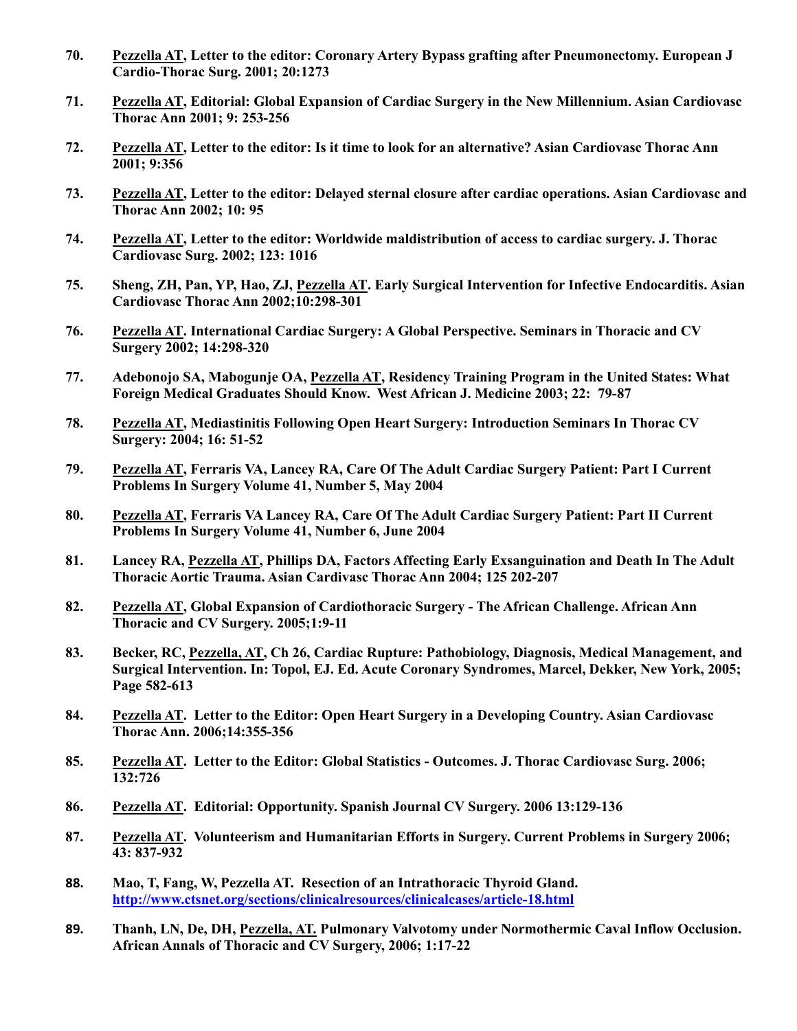70. **Pezzella AT, Letter to the editor: Coronary Artery Bypass grafting after Pneumonectomy. European J Cardio-Thorac Surg. 2001; 20:1273**

71. **Pezzella AT, Editorial: Global Expansion of Cardiac Surgery in the New Millennium. Asian Cardiovasc Thorac Ann 2001; 9: 253-256**

72. **Pezzella AT, Letter to the editor: Is it time to look for an alternative? Asian Cardiovasc Thorac Ann 2001; 9:356**

73. **Pezzella AT, Letter to the editor: Delayed sternal closure after cardiac operations. Asian Cardiovasc and Thorac Ann 2002; 10: 95**

74. **Pezzella AT, Letter to the editor: Worldwide maldistribution of access to cardiac surgery. J. Thorac Cardiovasc Surg. 2002; 123: 1016**

75. **Sheng, ZH, Pan, YP, Hao, ZJ, Pezzella AT. Early Surgical Intervention for Infective Endocarditis. Asian Cardiovasc Thorac Ann 2002;10:298-301**

76. **Pezzella AT. International Cardiac Surgery: A Global Perspective. Seminars in Thoracic and CV Surgery 2002; 14:298-320**

77. **Adebonojo SA, Mabogunje OA, Pezzella AT, Residency Training Program in the United States: What Foreign Medical Graduates Should Know. West African J. Medicine 2003; 22: 79-87**

78. **Pezzella AT, Mediastinitis Following Open Heart Surgery: Introduction Seminars In Thorac CV Surgery: 2004; 16: 51-52**

79. **Pezzella AT, Ferraris VA, Lancey RA, Care Of The Adult Cardiac Surgery Patient: Part I Current Problems In Surgery Volume 41, Number 5, May 2004**

80. **Pezzella AT, Ferraris VA Lancey RA, Care Of The Adult Cardiac Surgery Patient: Part II Current Problems In Surgery Volume 41, Number 6, June 2004**

81. **Lancey RA, Pezzella AT, Phillips DA, Factors Affecting Early Exsanguination and Death In The Adult Thoracic Aortic Trauma. Asian Cardivasc Thorac Ann 2004; 125 202-207**

82. **Pezzella AT, Global Expansion of Cardiothoracic Surgery - The African Challenge. African Ann Thoracic and CV Surgery. 2005;1:9-11**

83. **Becker, RC, Pezzella, AT, Ch 26, Cardiac Rupture: Pathobiology, Diagnosis, Medical Management, and Surgical Intervention. In: Topol, EJ. Ed. Acute Coronary Syndromes, Marcel, Dekker, New York, 2005; Page 582-613**

84. **Pezzella AT. Letter to the Editor: Open Heart Surgery in a Developing Country. Asian Cardiovasc Thorac Ann. 2006;14:355-356**

85. **Pezzella AT. Letter to the Editor: Global Statistics - Outcomes. J. Thorac Cardiovasc Surg. 2006; 132:726**

86. **Pezzella AT. Editorial: Opportunity. Spanish Journal CV Surgery. 2006 13:129-136**

87. **Pezzella AT. Volunteerism and Humanitarian Efforts in Surgery. Current Problems in Surgery 2006; 43: 837-932**

88. **Mao, T, Fang, W, Pezzella AT. Resection of an Intrathoracic Thyroid Gland. http://www.ctsnet.org/sections/clinicalresources/clinicalcases/article-18.html**

89. **Thanh, LN, De, DH, Pezzella, AT. Pulmonary Valvotomy under Normothermic Caval Inflow Occlusion. African Annals of Thoracic and CV Surgery, 2006; 1:17-22**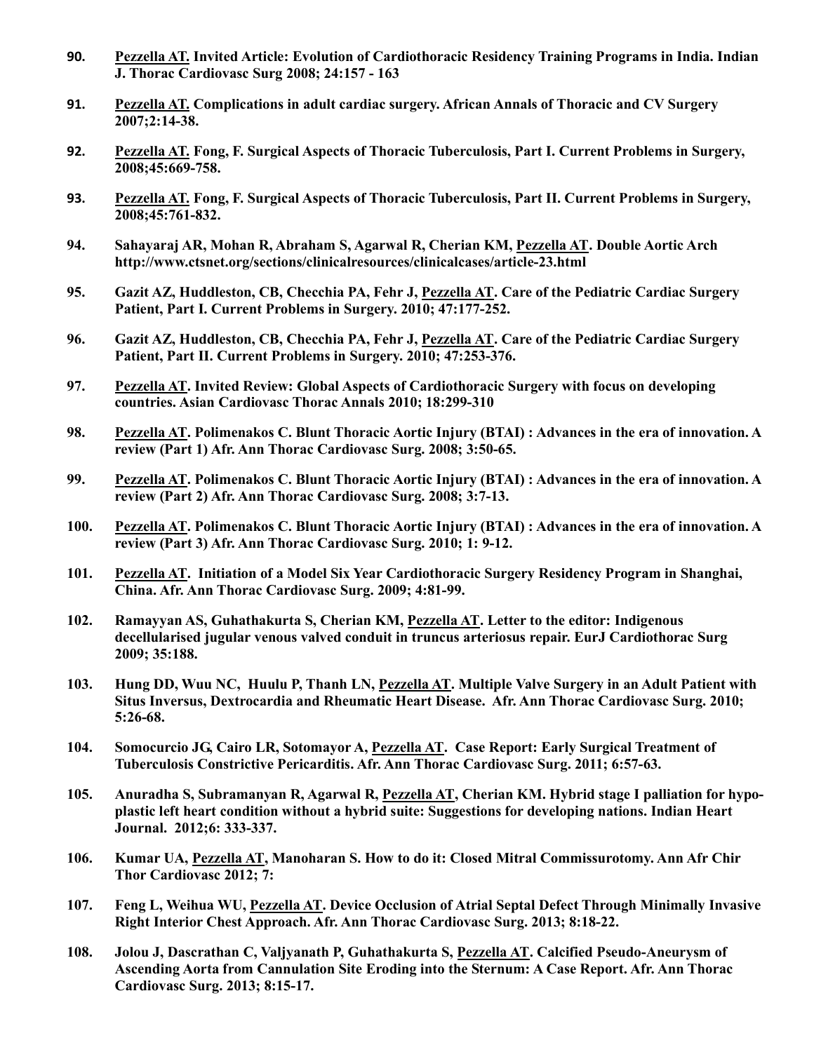90. **Pezzella AT. Invited Article: Evolution of Cardiothoracic Residency Training Programs in India. Indian J. Thorac Cardiovasc Surg 2008; 24:157 - 163**

91. **Pezzella AT. Complications in adult cardiac surgery. African Annals of Thoracic and CV Surgery 2007;2:14-38.**

92. **Pezzella AT. Fong, F. Surgical Aspects of Thoracic Tuberculosis, Part I. Current Problems in Surgery, 2008;45:669-758.**

93. **Pezzella AT. Fong, F. Surgical Aspects of Thoracic Tuberculosis, Part II. Current Problems in Surgery, 2008;45:761-832.**

94. **Sahayaraj AR, Mohan R, Abraham S, Agarwal R, Cherian KM, Pezzella AT. Double Aortic Arch http://www.ctsnet.org/sections/clinicalresources/clinicalcases/article-23.html**

95. **Gazit AZ, Huddleston, CB, Checchia PA, Fehr J, Pezzella AT. Care of the Pediatric Cardiac Surgery Patient, Part I. Current Problems in Surgery. 2010; 47:177-252.**

96. **Gazit AZ, Huddleston, CB, Checchia PA, Fehr J, Pezzella AT. Care of the Pediatric Cardiac Surgery Patient, Part II. Current Problems in Surgery. 2010; 47:253-376.**

97. **Pezzella AT. Invited Review: Global Aspects of Cardiothoracic Surgery with focus on developing countries. Asian Cardiovasc Thorac Annals 2010; 18:299-310**

98. **Pezzella AT. Polimenakos C. Blunt Thoracic Aortic Injury (BTAI) : Advances in the era of innovation. A review (Part 1) Afr. Ann Thorac Cardiovasc Surg. 2008; 3:50-65.**

99. **Pezzella AT. Polimenakos C. Blunt Thoracic Aortic Injury (BTAI) : Advances in the era of innovation. A review (Part 2) Afr. Ann Thorac Cardiovasc Surg. 2008; 3:7-13.**

100. **Pezzella AT. Polimenakos C. Blunt Thoracic Aortic Injury (BTAI) : Advances in the era of innovation. A review (Part 3) Afr. Ann Thorac Cardiovasc Surg. 2010; 1: 9-12.**

101. **Pezzella AT. Initiation of a Model Six Year Cardiothoracic Surgery Residency Program in Shanghai, China. Afr. Ann Thorac Cardiovasc Surg. 2009; 4:81-99.**

102. **Ramayyan AS, Guhathakurta S, Cherian KM, Pezzella AT. Letter to the editor: Indigenous decellularised jugular venous valved conduit in truncus arteriosus repair. EurJ Cardiothorac Surg 2009; 35:188.**

103. **Hung DD, Wuu NC, Huulu P, Thanh LN, Pezzella AT. Multiple Valve Surgery in an Adult Patient with Situs Inversus, Dextrocardia and Rheumatic Heart Disease. Afr. Ann Thorac Cardiovasc Surg. 2010; 5:26-68.**

104. **Somocurcio JG, Cairo LR, Sotomayor A, Pezzella AT. Case Report: Early Surgical Treatment of Tuberculosis Constrictive Pericarditis. Afr. Ann Thorac Cardiovasc Surg. 2011; 6:57-63.**

105. **Anuradha S, Subramanyan R, Agarwal R, Pezzella AT, Cherian KM. Hybrid stage I palliation for hypoplastic left heart condition without a hybrid suite: Suggestions for developing nations. Indian Heart Journal. 2012;6: 333-337.**

106. **Kumar UA, Pezzella AT, Manoharan S. How to do it: Closed Mitral Commissurotomy. Ann Afr Chir Thor Cardiovasc 2012; 7:**

107. **Feng L, Weihua WU, Pezzella AT. Device Occlusion of Atrial Septal Defect Through Minimally Invasive Right Interior Chest Approach. Afr. Ann Thorac Cardiovasc Surg. 2013; 8:18-22.**

108. **Jolou J, Dascrathan C, Valjyanath P, Guhathakurta S, Pezzella AT. Calcified Pseudo-Aneurysm of Ascending Aorta from Cannulation Site Eroding into the Sternum: A Case Report. Afr. Ann Thorac Cardiovasc Surg. 2013; 8:15-17.**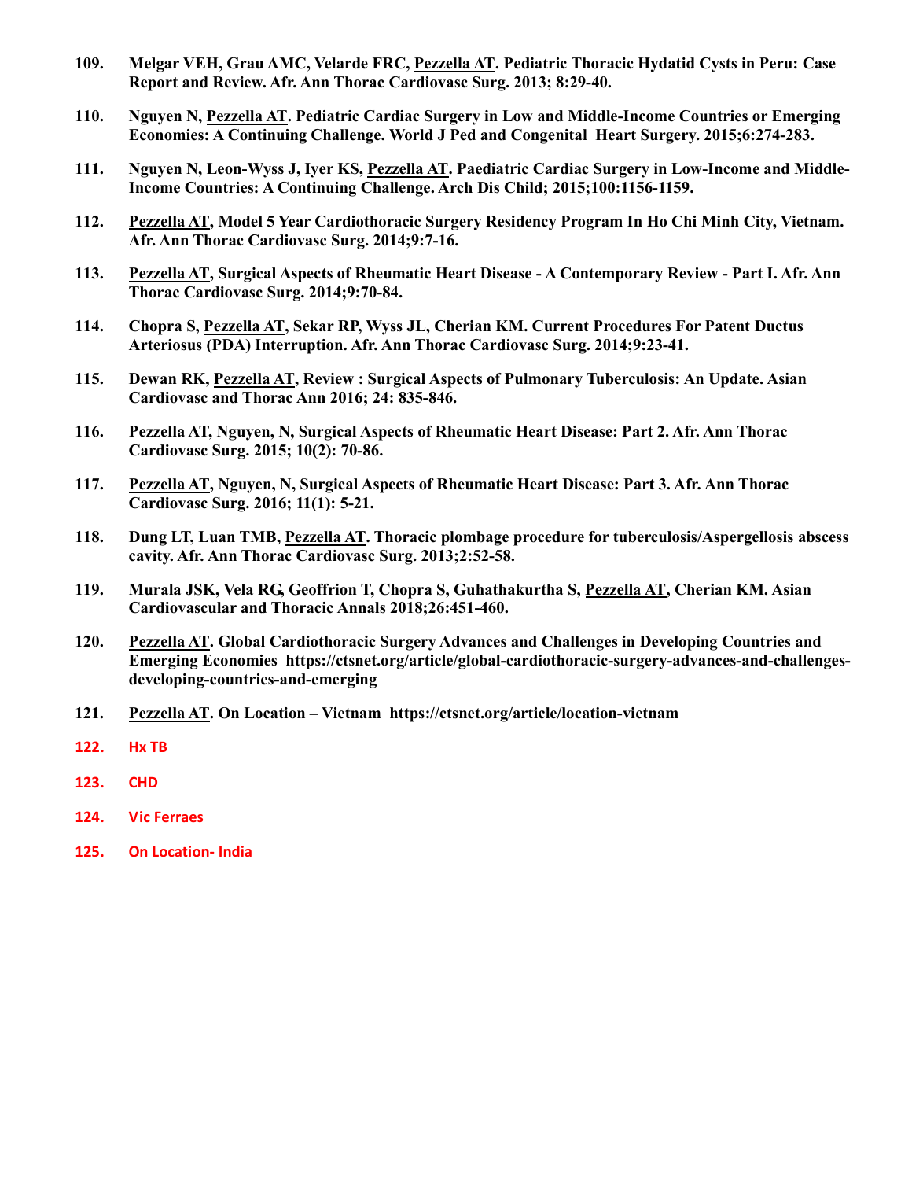109. **Melgar VEH, Grau AMC, Velarde FRC, Pezzella AT. Pediatric Thoracic Hydatid Cysts in Peru: Case Report and Review. Afr. Ann Thorac Cardiovasc Surg. 2013; 8:29-40.**

110. **Nguyen N, Pezzella AT. Pediatric Cardiac Surgery in Low and Middle-Income Countries or Emerging Economies: A Continuing Challenge. World J Ped and Congenital Heart Surgery. 2015;6:274-283.**

111. **Nguyen N, Leon-Wyss J, Iyer KS, Pezzella AT. Paediatric Cardiac Surgery in Low-Income and Middle-Income Countries: A Continuing Challenge. Arch Dis Child; 2015;100:1156-1159.**

112. **Pezzella AT, Model 5 Year Cardiothoracic Surgery Residency Program In Ho Chi Minh City, Vietnam. Afr. Ann Thorac Cardiovasc Surg. 2014;9:7-16.**

113. **Pezzella AT, Surgical Aspects of Rheumatic Heart Disease - A Contemporary Review - Part I. Afr. Ann Thorac Cardiovasc Surg. 2014;9:70-84.**

114. **Chopra S, Pezzella AT, Sekar RP, Wyss JL, Cherian KM. Current Procedures For Patent Ductus Arteriosus (PDA) Interruption. Afr. Ann Thorac Cardiovasc Surg. 2014;9:23-41.**

115. **Dewan RK, Pezzella AT, Review : Surgical Aspects of Pulmonary Tuberculosis: An Update. Asian Cardiovasc and Thorac Ann 2016; 24: 835-846.**

116. **Pezzella AT, Nguyen, N, Surgical Aspects of Rheumatic Heart Disease: Part 2. Afr. Ann Thorac Cardiovasc Surg. 2015; 10(2): 70-86.**

117. **Pezzella AT, Nguyen, N, Surgical Aspects of Rheumatic Heart Disease: Part 3. Afr. Ann Thorac Cardiovasc Surg. 2016; 11(1): 5-21.**

118. **Dung LT, Luan TMB, Pezzella AT. Thoracic plombage procedure for tuberculosis/Aspergellosis abscess cavity. Afr. Ann Thorac Cardiovasc Surg. 2013;2:52-58.**

119. **Murala JSK, Vela RG, Geoffrion T, Chopra S, Guhathakurtha S, Pezzella AT, Cherian KM. Asian Cardiovascular and Thoracic Annals 2018;26:451-460.**

120. **Pezzella AT. Global Cardiothoracic Surgery Advances and Challenges in Developing Countries and Emerging Economies https://ctsnet.org/article/global-cardiothoracic-surgery-advances-and-challenges-developing-countries-and-emerging**

121. **Pezzella AT. On Location – Vietnam https://ctsnet.org/article/location-vietnam**

122. **Hx TB**

123. **CHD**

124. **Vic Ferraes**

125. **On Location- India**